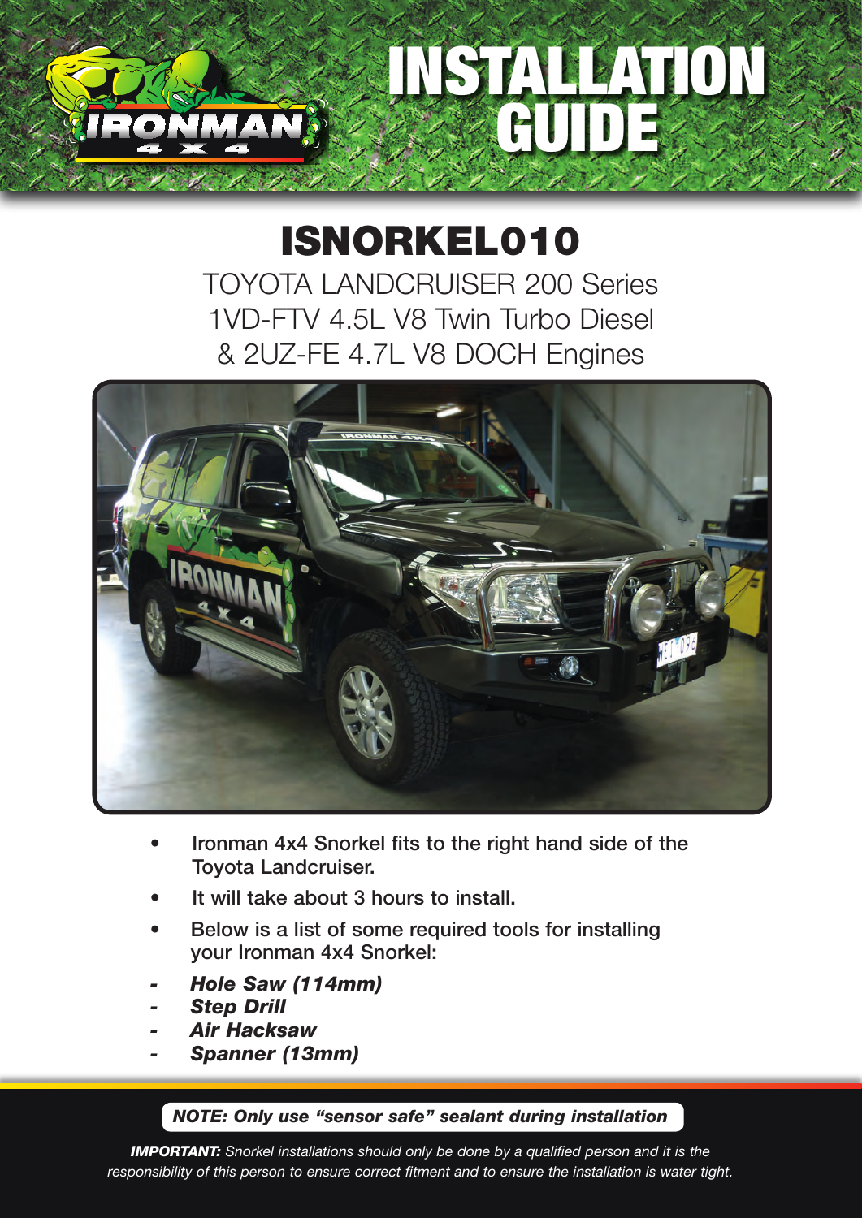# INSTALLATION GUIDE

## ISNORKEL010

TOYOTA LANDCRUISER 200 Series
1VD-FTV 4.5L V8 Twin Turbo Diesel
& 2UZ-FE 4.7L V8 DOCH Engines

- **Ironman 4x4 Snorkel fits to the right hand side of the Toyota Landcruiser.**
- **It will take about 3 hours to install.**
- **Below is a list of some required tools for installing your Ironman 4x4 Snorkel:**

- ***Hole Saw (114mm)***
- ***Step Drill***
- ***Air Hacksaw***
- ***Spanner (13mm)***

***NOTE: Only use "sensor safe" sealant during installation***

***IMPORTANT:*** *Snorkel installations should only be done by a qualified person and it is the responsibility of this person to ensure correct fitment and to ensure the installation is water tight.*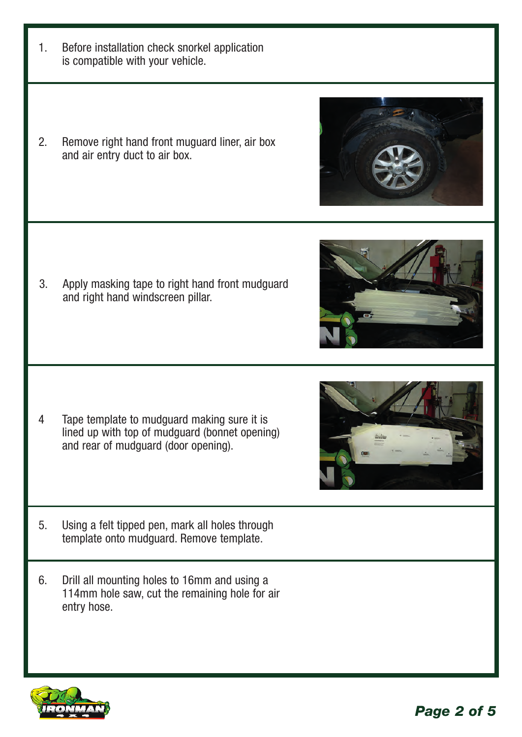1. Before installation check snorkel application is compatible with your vehicle.

2. Remove right hand front muguard liner, air box and air entry duct to air box.

3. Apply masking tape to right hand front mudguard and right hand windscreen pillar.

4 Tape template to mudguard making sure it is lined up with top of mudguard (bonnet opening) and rear of mudguard (door opening).

5. Using a felt tipped pen, mark all holes through template onto mudguard. Remove template.

6. Drill all mounting holes to 16mm and using a 114mm hole saw, cut the remaining hole for air entry hose.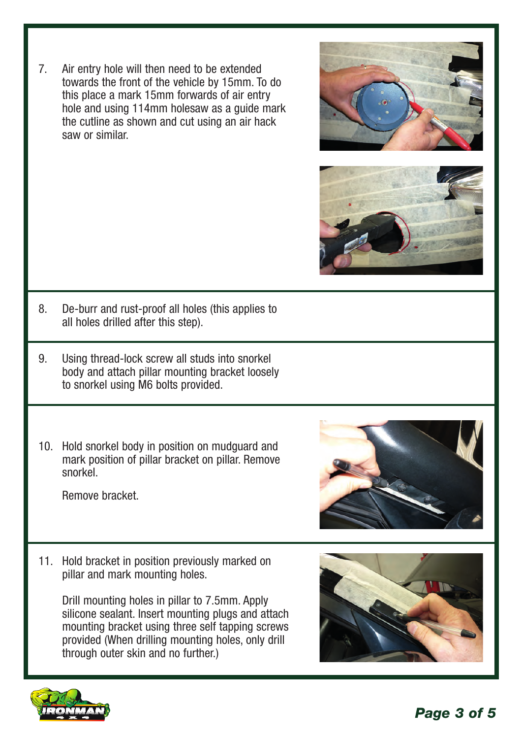7. Air entry hole will then need to be extended towards the front of the vehicle by 15mm. To do this place a mark 15mm forwards of air entry hole and using 114mm holesaw as a guide mark the cutline as shown and cut using an air hack saw or similar.

8. De-burr and rust-proof all holes (this applies to all holes drilled after this step).

9. Using thread-lock screw all studs into snorkel body and attach pillar mounting bracket loosely to snorkel using M6 bolts provided.

10. Hold snorkel body in position on mudguard and mark position of pillar bracket on pillar. Remove snorkel.

    Remove bracket.

11. Hold bracket in position previously marked on pillar and mark mounting holes.

    Drill mounting holes in pillar to 7.5mm. Apply silicone sealant. Insert mounting plugs and attach mounting bracket using three self tapping screws provided (When drilling mounting holes, only drill through outer skin and no further.)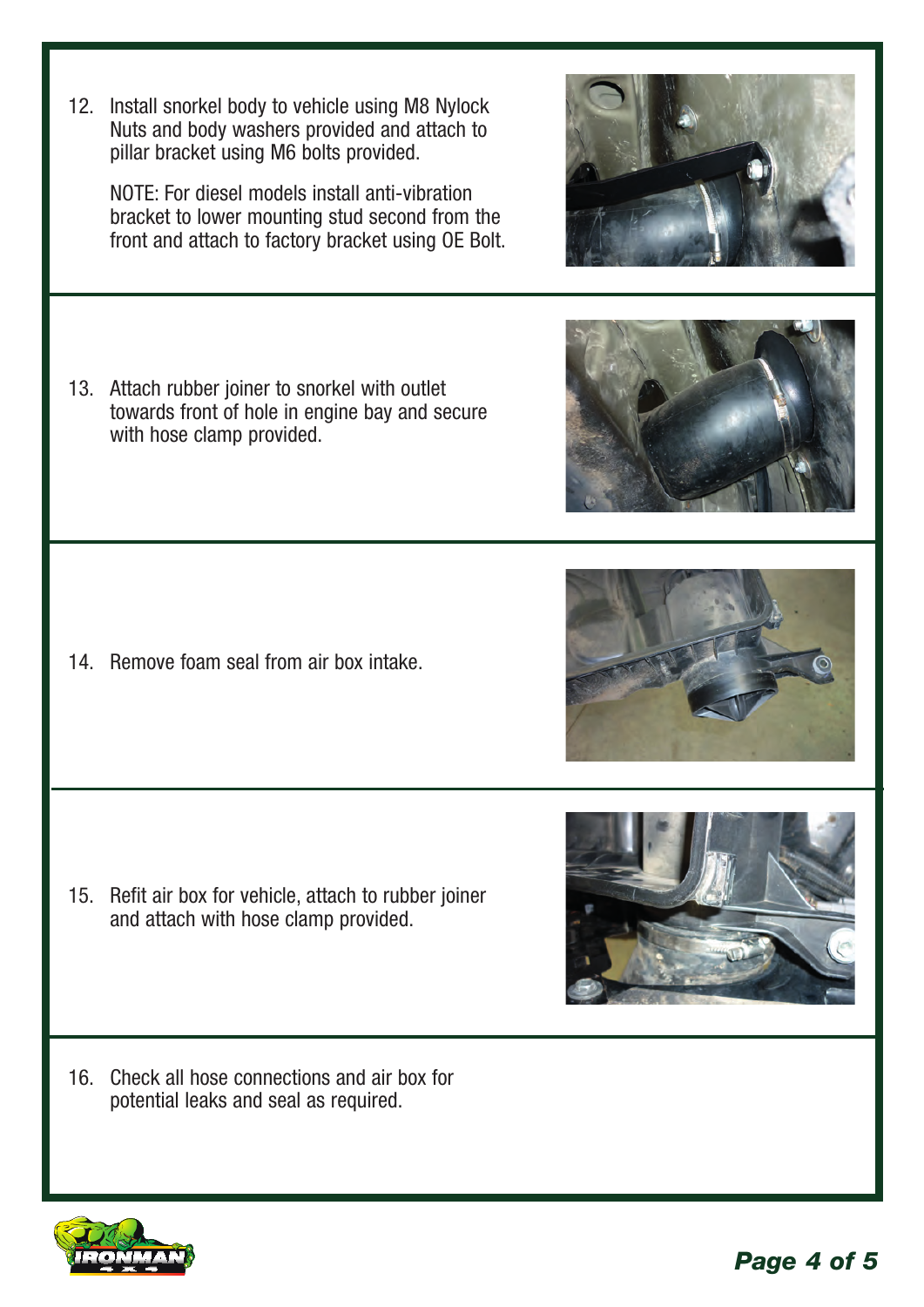12. Install snorkel body to vehicle using M8 Nylock Nuts and body washers provided and attach to pillar bracket using M6 bolts provided.

    NOTE: For diesel models install anti-vibration bracket to lower mounting stud second from the front and attach to factory bracket using OE Bolt.

13. Attach rubber joiner to snorkel with outlet towards front of hole in engine bay and secure with hose clamp provided.

14. Remove foam seal from air box intake.

15. Refit air box for vehicle, attach to rubber joiner and attach with hose clamp provided.

16. Check all hose connections and air box for potential leaks and seal as required.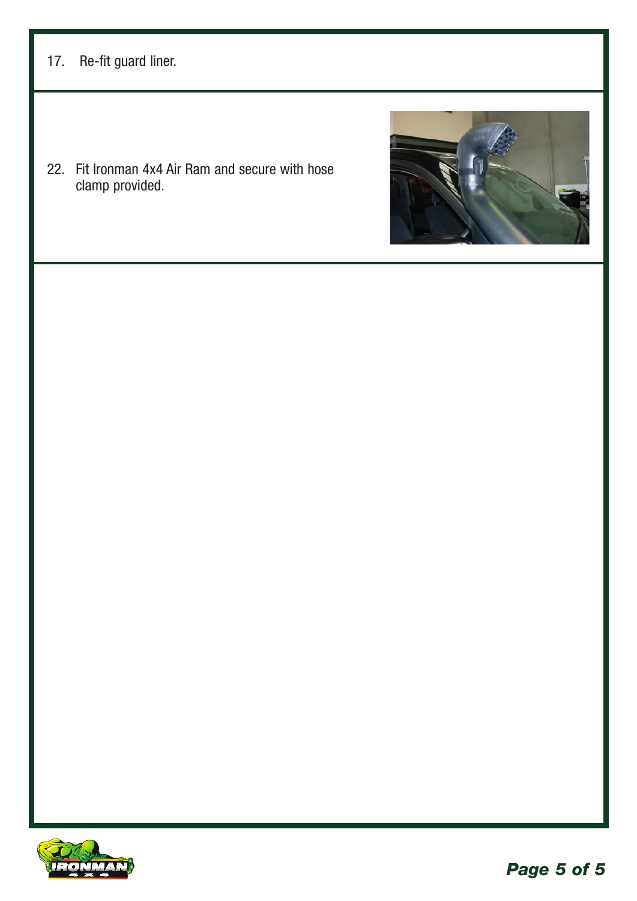17. Re-fit guard liner.

22. Fit Ironman 4x4 Air Ram and secure with hose clamp provided.